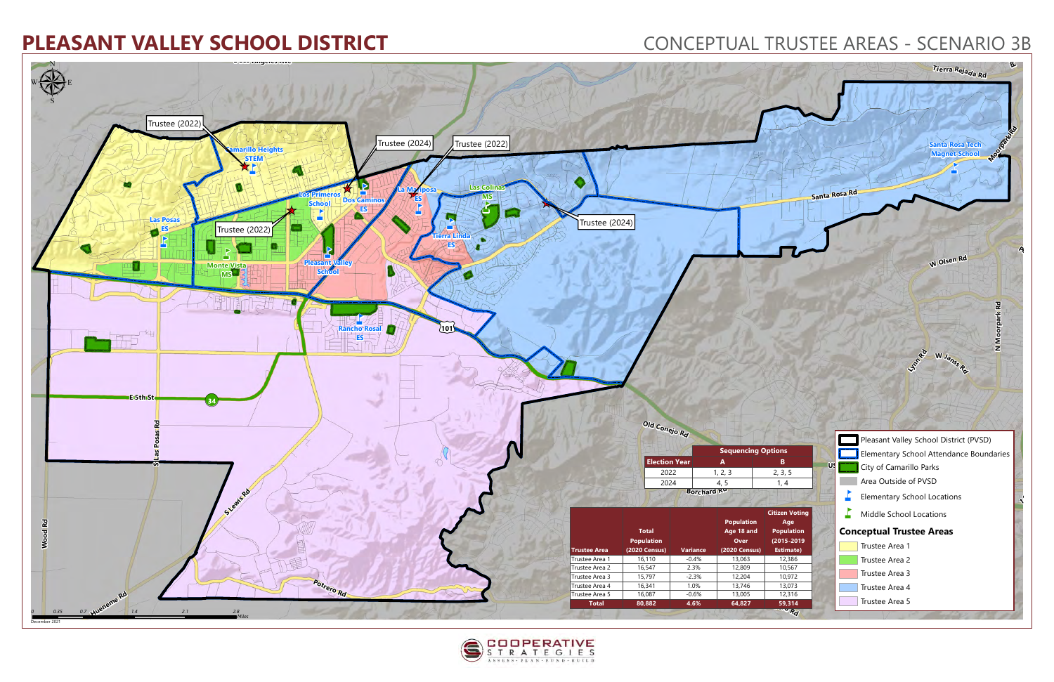# PLEASANT VALLEY SCHOOL DISTRICT

## CONCEPTUAL TRUSTEE AREAS - SCENARIO 3B

| Election Year | Sequencing Options A | Sequencing Options B |
|---|---|---|
| 2022 | 1, 2, 3 | 2, 3, 5 |
| 2024 | 4, 5 | 1, 4 |

| Trustee Area | Total Population (2020 Census) | Variance | Population Age 18 and Over (2020 Census) | Citizen Voting Age Population (2015-2019 Estimate) |
|---|---|---|---|---|
| Trustee Area 1 | 16,110 | -0.4% | 13,063 | 12,386 |
| Trustee Area 2 | 16,547 | 2.3% | 12,809 | 10,567 |
| Trustee Area 3 | 15,797 | -2.3% | 12,204 | 10,972 |
| Trustee Area 4 | 16,341 | 1.0% | 13,746 | 13,073 |
| Trustee Area 5 | 16,087 | -0.6% | 13,005 | 12,316 |
| **Total** | **80,882** | **4.6%** | **64,827** | **59,314** |

- Pleasant Valley School District (PVSD)
- Elementary School Attendance Boundaries
- City of Camarillo Parks
- Area Outside of PVSD
- Elementary School Locations
- Middle School Locations

**Conceptual Trustee Areas**

- Trustee Area 1
- Trustee Area 2
- Trustee Area 3
- Trustee Area 4
- Trustee Area 5

December 2021

COOPERATIVE STRATEGIES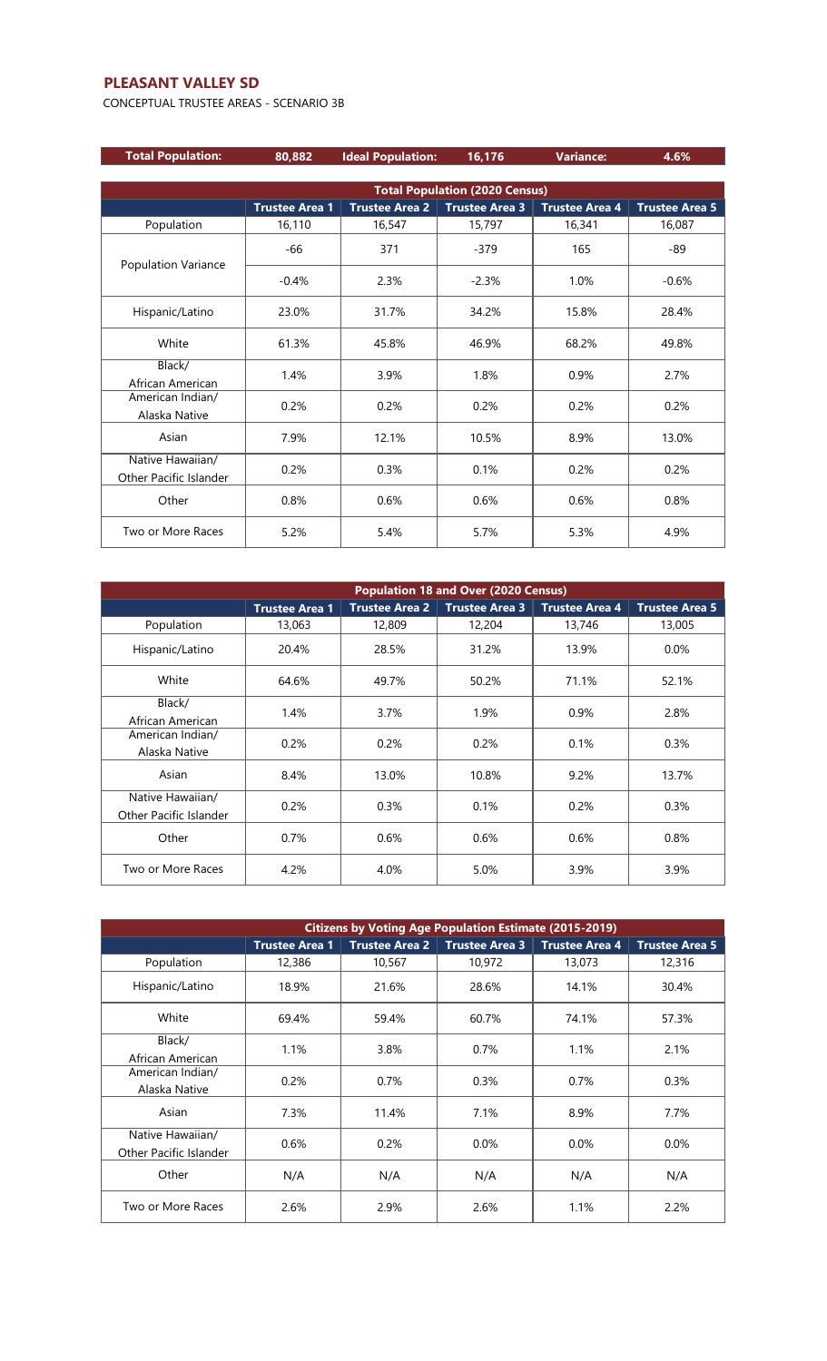## PLEASANT VALLEY SD

CONCEPTUAL TRUSTEE AREAS - SCENARIO 3B

| Total Population: | 80,882 | Ideal Population: | 16,176 | Variance: | 4.6% |
|---|---|---|---|---|---|

| Total Population (2020 Census) | | | | | |
|---|---|---|---|---|---|
| | Trustee Area 1 | Trustee Area 2 | Trustee Area 3 | Trustee Area 4 | Trustee Area 5 |
| Population | 16,110 | 16,547 | 15,797 | 16,341 | 16,087 |
| Population Variance | -66 | 371 | -379 | 165 | -89 |
| | -0.4% | 2.3% | -2.3% | 1.0% | -0.6% |
| Hispanic/Latino | 23.0% | 31.7% | 34.2% | 15.8% | 28.4% |
| White | 61.3% | 45.8% | 46.9% | 68.2% | 49.8% |
| Black/ African American | 1.4% | 3.9% | 1.8% | 0.9% | 2.7% |
| American Indian/ Alaska Native | 0.2% | 0.2% | 0.2% | 0.2% | 0.2% |
| Asian | 7.9% | 12.1% | 10.5% | 8.9% | 13.0% |
| Native Hawaiian/ Other Pacific Islander | 0.2% | 0.3% | 0.1% | 0.2% | 0.2% |
| Other | 0.8% | 0.6% | 0.6% | 0.6% | 0.8% |
| Two or More Races | 5.2% | 5.4% | 5.7% | 5.3% | 4.9% |

| Population 18 and Over (2020 Census) | | | | | |
|---|---|---|---|---|---|
| | Trustee Area 1 | Trustee Area 2 | Trustee Area 3 | Trustee Area 4 | Trustee Area 5 |
| Population | 13,063 | 12,809 | 12,204 | 13,746 | 13,005 |
| Hispanic/Latino | 20.4% | 28.5% | 31.2% | 13.9% | 0.0% |
| White | 64.6% | 49.7% | 50.2% | 71.1% | 52.1% |
| Black/ African American | 1.4% | 3.7% | 1.9% | 0.9% | 2.8% |
| American Indian/ Alaska Native | 0.2% | 0.2% | 0.2% | 0.1% | 0.3% |
| Asian | 8.4% | 13.0% | 10.8% | 9.2% | 13.7% |
| Native Hawaiian/ Other Pacific Islander | 0.2% | 0.3% | 0.1% | 0.2% | 0.3% |
| Other | 0.7% | 0.6% | 0.6% | 0.6% | 0.8% |
| Two or More Races | 4.2% | 4.0% | 5.0% | 3.9% | 3.9% |

| Citizens by Voting Age Population Estimate (2015-2019) | | | | | |
|---|---|---|---|---|---|
| | Trustee Area 1 | Trustee Area 2 | Trustee Area 3 | Trustee Area 4 | Trustee Area 5 |
| Population | 12,386 | 10,567 | 10,972 | 13,073 | 12,316 |
| Hispanic/Latino | 18.9% | 21.6% | 28.6% | 14.1% | 30.4% |
| White | 69.4% | 59.4% | 60.7% | 74.1% | 57.3% |
| Black/ African American | 1.1% | 3.8% | 0.7% | 1.1% | 2.1% |
| American Indian/ Alaska Native | 0.2% | 0.7% | 0.3% | 0.7% | 0.3% |
| Asian | 7.3% | 11.4% | 7.1% | 8.9% | 7.7% |
| Native Hawaiian/ Other Pacific Islander | 0.6% | 0.2% | 0.0% | 0.0% | 0.0% |
| Other | N/A | N/A | N/A | N/A | N/A |
| Two or More Races | 2.6% | 2.9% | 2.6% | 1.1% | 2.2% |